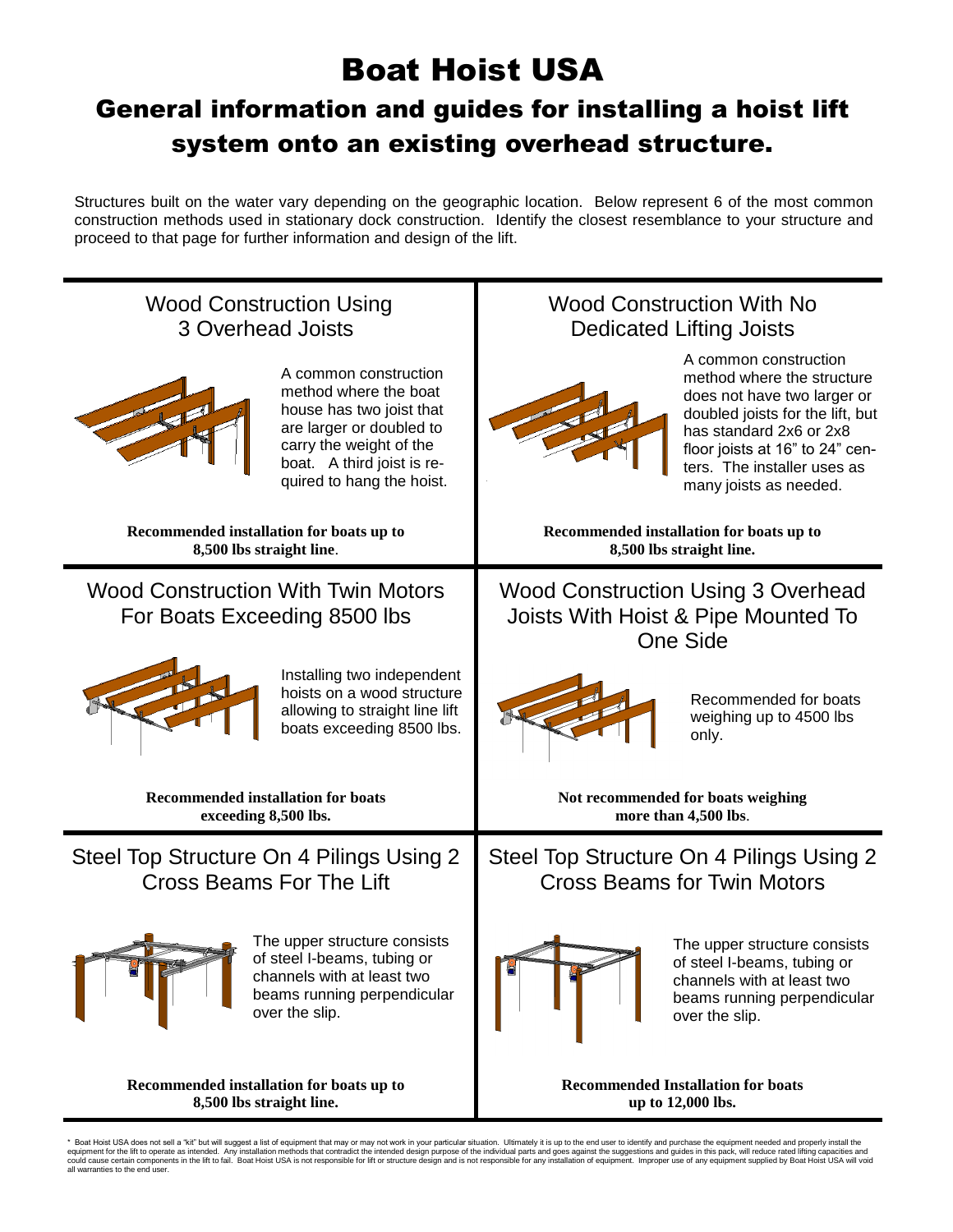# Boat Hoist USA

## General information and guides for installing a hoist lift system onto an existing overhead structure.

Structures built on the water vary depending on the geographic location. Below represent 6 of the most common construction methods used in stationary dock construction. Identify the closest resemblance to your structure and proceed to that page for further information and design of the lift.

### Wood Construction Using 3 Overhead Joists

A common construction method where the boat house has two joist that are larger or doubled to carry the weight of the boat. A third joist is required to hang the hoist.

**Recommended installation for boats up to 8,500 lbs straight line**.

### Wood Construction With No Dedicated Lifting Joists

A common construction method where the structure does not have two larger or doubled joists for the lift, but has standard 2x6 or 2x8 floor joists at 16" to 24" centers. The installer uses as many joists as needed.

**Recommended installation for boats up to 8,500 lbs straight line.**

### Wood Construction With Twin Motors For Boats Exceeding 8500 lbs

Installing two independent hoists on a wood structure allowing to straight line lift boats exceeding 8500 lbs.

**Recommended installation for boats exceeding 8,500 lbs.**

### Wood Construction Using 3 Overhead Joists With Hoist & Pipe Mounted To One Side

Recommended for boats weighing up to 4500 lbs only.

**Not recommended for boats weighing more than 4,500 lbs**.

### Steel Top Structure On 4 Pilings Using 2 Cross Beams For The Lift

The upper structure consists of steel I-beams, tubing or channels with at least two beams running perpendicular over the slip.

**Recommended installation for boats up to 8,500 lbs straight line.**

### Steel Top Structure On 4 Pilings Using 2 Cross Beams for Twin Motors

The upper structure consists of steel I-beams, tubing or channels with at least two beams running perpendicular over the slip.

**Recommended Installation for boats up to 12,000 lbs.**

* Boat Hoist USA does not sell a "kit" but will suggest a list of equipment that may or may not work in your particular situation. Ultimately it is up to the end user to identify and purchase the equipment needed and properly install the equipment for the lift to operate as intended. Any installation methods that contradict the intended design purpose of the individual parts and goes against the suggestions and guides in this pack, will reduce rated lifting capacities and could cause certain components in the lift to fail. Boat Hoist USA is not responsible for lift or structure design and is not responsible for any installation of equipment. Improper use of any equipment supplied by Boat Hoist USA will void all warranties to the end user.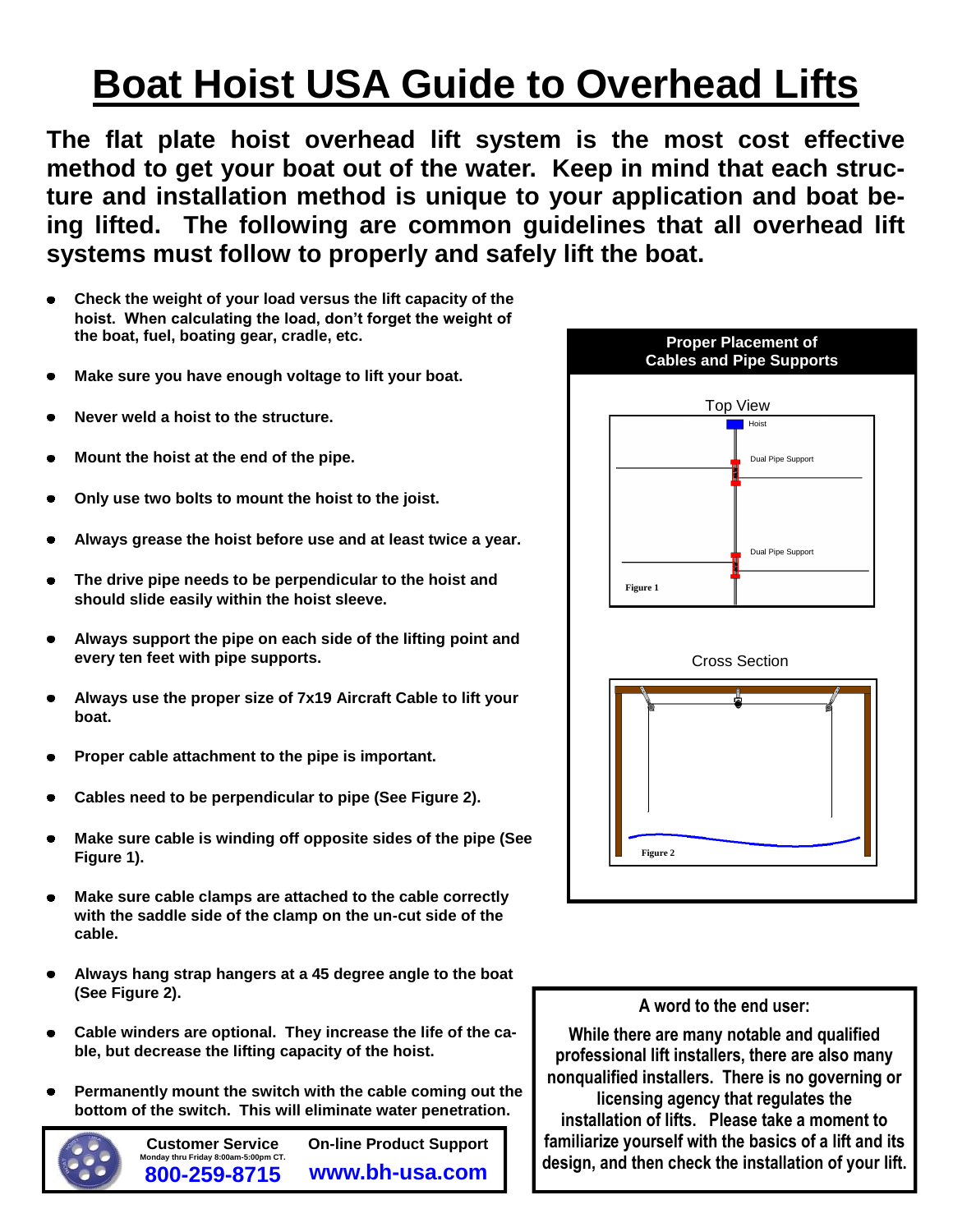# Boat Hoist USA Guide to Overhead Lifts

**The flat plate hoist overhead lift system is the most cost effective method to get your boat out of the water. Keep in mind that each structure and installation method is unique to your application and boat being lifted. The following are common guidelines that all overhead lift systems must follow to properly and safely lift the boat.**

- **Check the weight of your load versus the lift capacity of the hoist. When calculating the load, don't forget the weight of the boat, fuel, boating gear, cradle, etc.**
- **Make sure you have enough voltage to lift your boat.**
- **Never weld a hoist to the structure.**
- **Mount the hoist at the end of the pipe.**
- **Only use two bolts to mount the hoist to the joist.**
- **Always grease the hoist before use and at least twice a year.**
- **The drive pipe needs to be perpendicular to the hoist and should slide easily within the hoist sleeve.**
- **Always support the pipe on each side of the lifting point and every ten feet with pipe supports.**
- **Always use the proper size of 7x19 Aircraft Cable to lift your boat.**
- **Proper cable attachment to the pipe is important.**
- **Cables need to be perpendicular to pipe (See Figure 2).**
- **Make sure cable is winding off opposite sides of the pipe (See Figure 1).**
- **Make sure cable clamps are attached to the cable correctly with the saddle side of the clamp on the un-cut side of the cable.**
- **Always hang strap hangers at a 45 degree angle to the boat (See Figure 2).**
- **Cable winders are optional. They increase the life of the cable, but decrease the lifting capacity of the hoist.**
- **Permanently mount the switch with the cable coming out the bottom of the switch. This will eliminate water penetration.**

**Proper Placement of Cables and Pipe Supports**

Top View

Hoist

Dual Pipe Support

Dual Pipe Support

Figure 1

Cross Section

Figure 2

**Customer Service**
Monday thru Friday 8:00am-5:00pm CT.
**800-259-8715**

**On-line Product Support**
**www.bh-usa.com**

**A word to the end user:**

**While there are many notable and qualified professional lift installers, there are also many nonqualified installers. There is no governing or licensing agency that regulates the installation of lifts. Please take a moment to familiarize yourself with the basics of a lift and its design, and then check the installation of your lift.**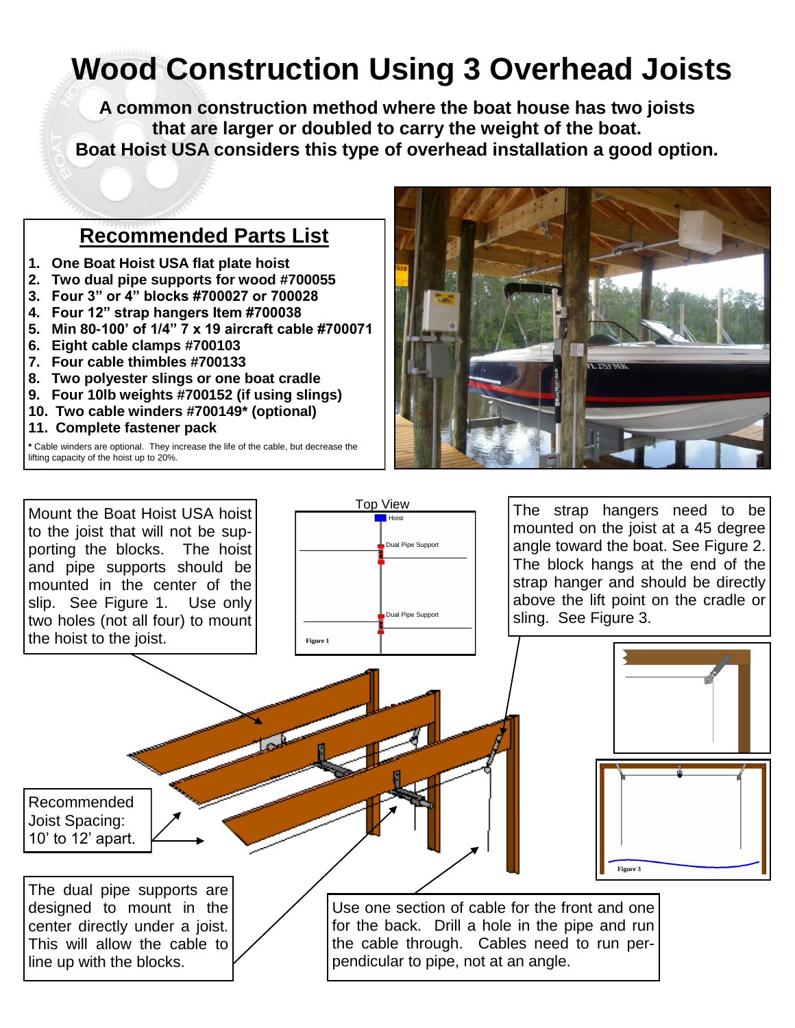# Wood Construction Using 3 Overhead Joists

**A common construction method where the boat house has two joists that are larger or doubled to carry the weight of the boat.**
**Boat Hoist USA considers this type of overhead installation a good option.**

## Recommended Parts List

1. **One Boat Hoist USA flat plate hoist**
2. **Two dual pipe supports for wood #700055**
3. **Four 3" or 4" blocks #700027 or 700028**
4. **Four 12" strap hangers Item #700038**
5. **Min 80-100' of 1/4" 7 x 19 aircraft cable #700071**
6. **Eight cable clamps #700103**
7. **Four cable thimbles #700133**
8. **Two polyester slings or one boat cradle**
9. **Four 10lb weights #700152 (if using slings)**
10. **Two cable winders #700149* (optional)**
11. **Complete fastener pack**

**\*** Cable winders are optional. They increase the life of the cable, but decrease the lifting capacity of the hoist up to 20%.

Mount the Boat Hoist USA hoist to the joist that will not be supporting the blocks. The hoist and pipe supports should be mounted in the center of the slip. See Figure 1. Use only two holes (not all four) to mount the hoist to the joist.

Top View

Hoist

Dual Pipe Support

Dual Pipe Support

Figure 1

The strap hangers need to be mounted on the joist at a 45 degree angle toward the boat. See Figure 2. The block hangs at the end of the strap hanger and should be directly above the lift point on the cradle or sling. See Figure 3.

Figure 3

Recommended Joist Spacing: 10' to 12' apart.

The dual pipe supports are designed to mount in the center directly under a joist. This will allow the cable to line up with the blocks.

Use one section of cable for the front and one for the back. Drill a hole in the pipe and run the cable through. Cables need to run perpendicular to pipe, not at an angle.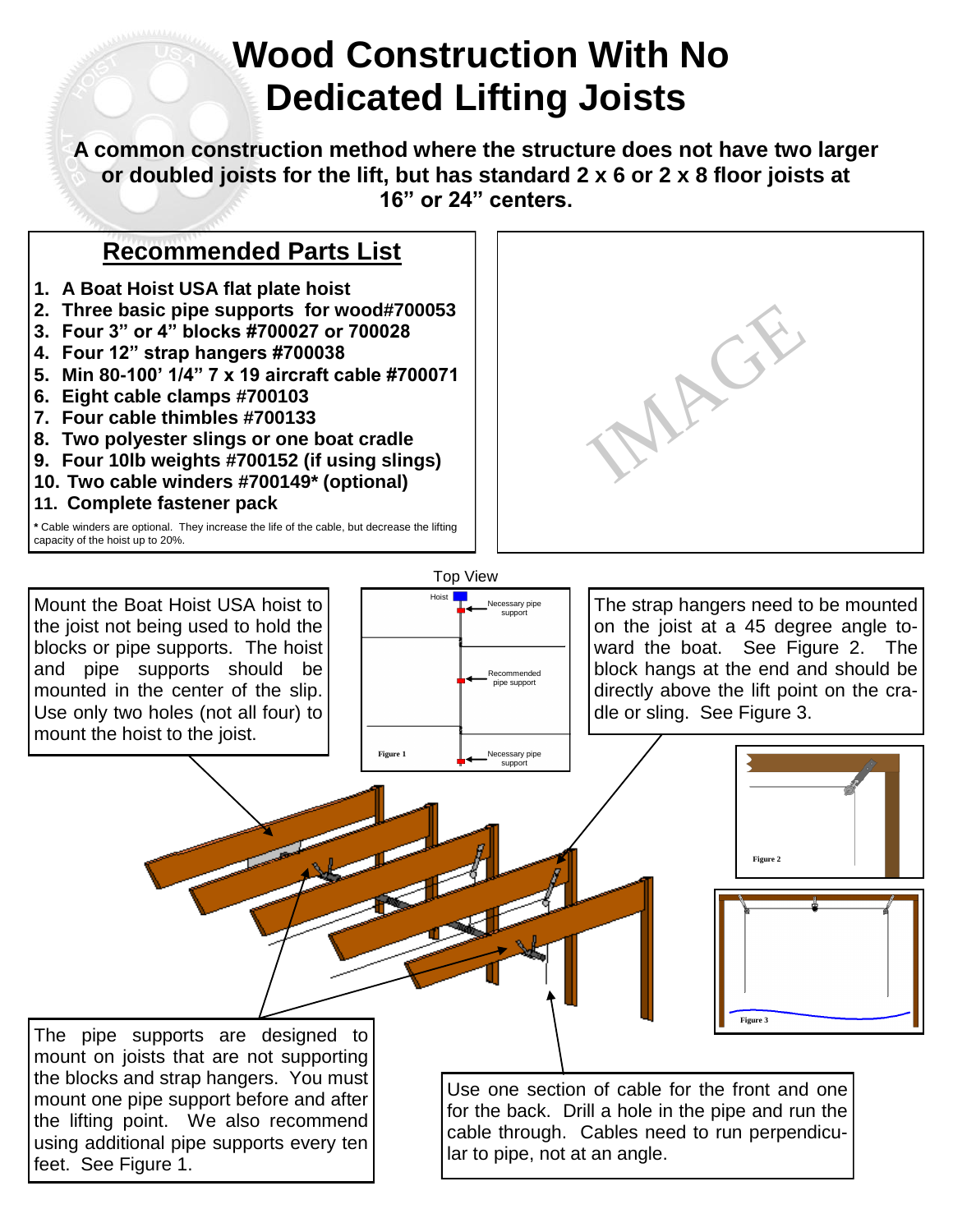# Wood Construction With No Dedicated Lifting Joists

**A common construction method where the structure does not have two larger or doubled joists for the lift, but has standard 2 x 6 or 2 x 8 floor joists at 16" or 24" centers.**

## Recommended Parts List

1. **A Boat Hoist USA flat plate hoist**
2. **Three basic pipe supports for wood#700053**
3. **Four 3" or 4" blocks #700027 or 700028**
4. **Four 12" strap hangers #700038**
5. **Min 80-100' 1/4" 7 x 19 aircraft cable #700071**
6. **Eight cable clamps #700103**
7. **Four cable thimbles #700133**
8. **Two polyester slings or one boat cradle**
9. **Four 10lb weights #700152 (if using slings)**
10. **Two cable winders #700149* (optional)**
11. **Complete fastener pack**

**\*** Cable winders are optional. They increase the life of the cable, but decrease the lifting capacity of the hoist up to 20%.

IMAGE

Top View

Hoist

Necessary pipe support

Recommended pipe support

Necessary pipe support

Figure 1

Mount the Boat Hoist USA hoist to the joist not being used to hold the blocks or pipe supports. The hoist and pipe supports should be mounted in the center of the slip. Use only two holes (not all four) to mount the hoist to the joist.

The strap hangers need to be mounted on the joist at a 45 degree angle toward the boat. See Figure 2. The block hangs at the end and should be directly above the lift point on the cradle or sling. See Figure 3.

Figure 2

Figure 3

The pipe supports are designed to mount on joists that are not supporting the blocks and strap hangers. You must mount one pipe support before and after the lifting point. We also recommend using additional pipe supports every ten feet. See Figure 1.

Use one section of cable for the front and one for the back. Drill a hole in the pipe and run the cable through. Cables need to run perpendicular to pipe, not at an angle.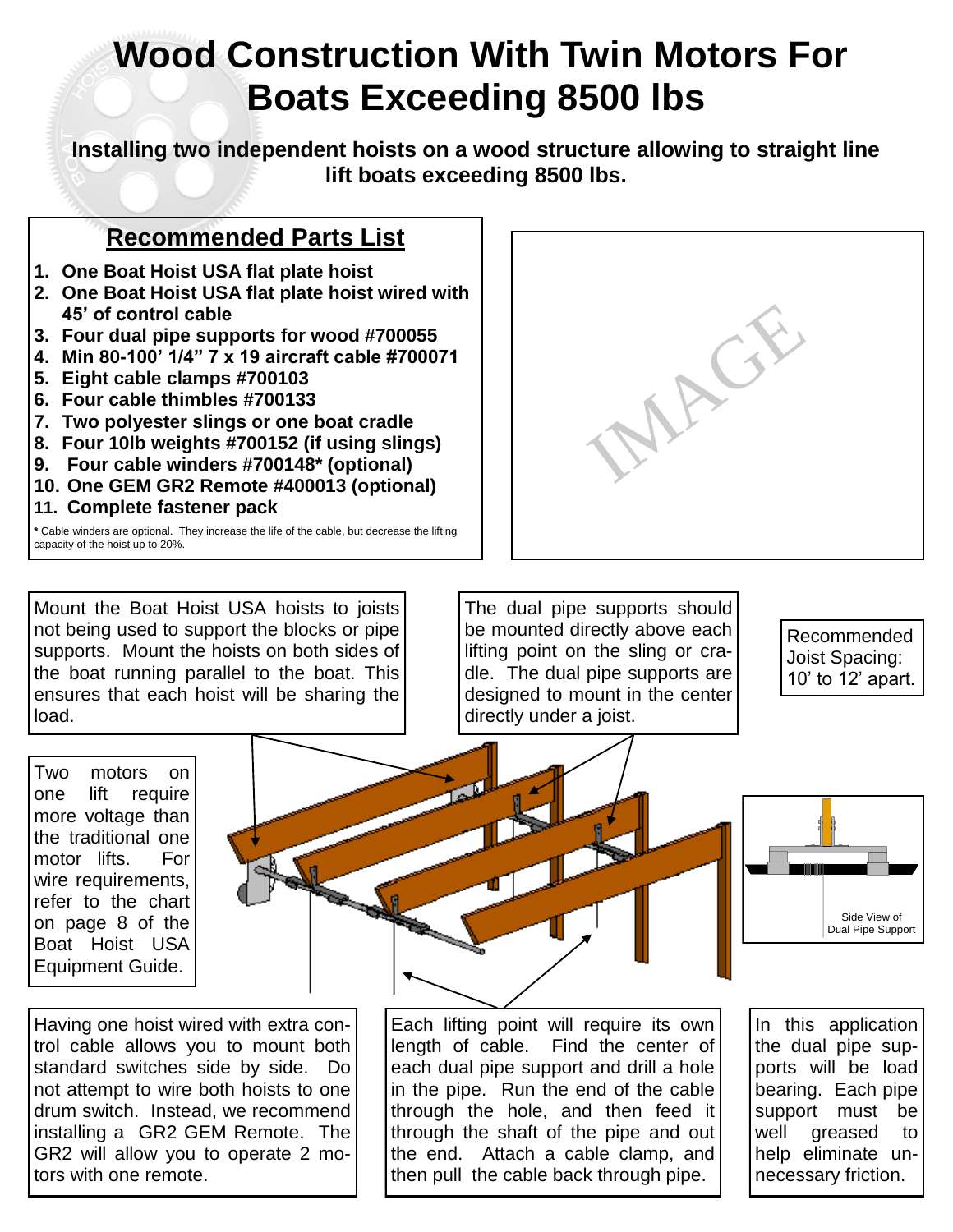# Wood Construction With Twin Motors For Boats Exceeding 8500 lbs

**Installing two independent hoists on a wood structure allowing to straight line lift boats exceeding 8500 lbs.**

## Recommended Parts List

1. **One Boat Hoist USA flat plate hoist**
2. **One Boat Hoist USA flat plate hoist wired with 45' of control cable**
3. **Four dual pipe supports for wood #700055**
4. **Min 80-100' 1/4" 7 x 19 aircraft cable #700071**
5. **Eight cable clamps #700103**
6. **Four cable thimbles #700133**
7. **Two polyester slings or one boat cradle**
8. **Four 10lb weights #700152 (if using slings)**
9. **Four cable winders #700148* (optional)**
10. **One GEM GR2 Remote #400013 (optional)**
11. **Complete fastener pack**

* Cable winders are optional. They increase the life of the cable, but decrease the lifting capacity of the hoist up to 20%.

IMAGE

Mount the Boat Hoist USA hoists to joists not being used to support the blocks or pipe supports. Mount the hoists on both sides of the boat running parallel to the boat. This ensures that each hoist will be sharing the load.

The dual pipe supports should be mounted directly above each lifting point on the sling or cradle. The dual pipe supports are designed to mount in the center directly under a joist.

Recommended Joist Spacing: 10' to 12' apart.

Two motors on one lift require more voltage than the traditional one motor lifts. For wire requirements, refer to the chart on page 8 of the Boat Hoist USA Equipment Guide.

Side View of Dual Pipe Support

Having one hoist wired with extra control cable allows you to mount both standard switches side by side. Do not attempt to wire both hoists to one drum switch. Instead, we recommend installing a GR2 GEM Remote. The GR2 will allow you to operate 2 motors with one remote.

Each lifting point will require its own length of cable. Find the center of each dual pipe support and drill a hole in the pipe. Run the end of the cable through the hole, and then feed it through the shaft of the pipe and out the end. Attach a cable clamp, and then pull the cable back through pipe.

In this application the dual pipe supports will be load bearing. Each pipe support must be well greased to help eliminate unnecessary friction.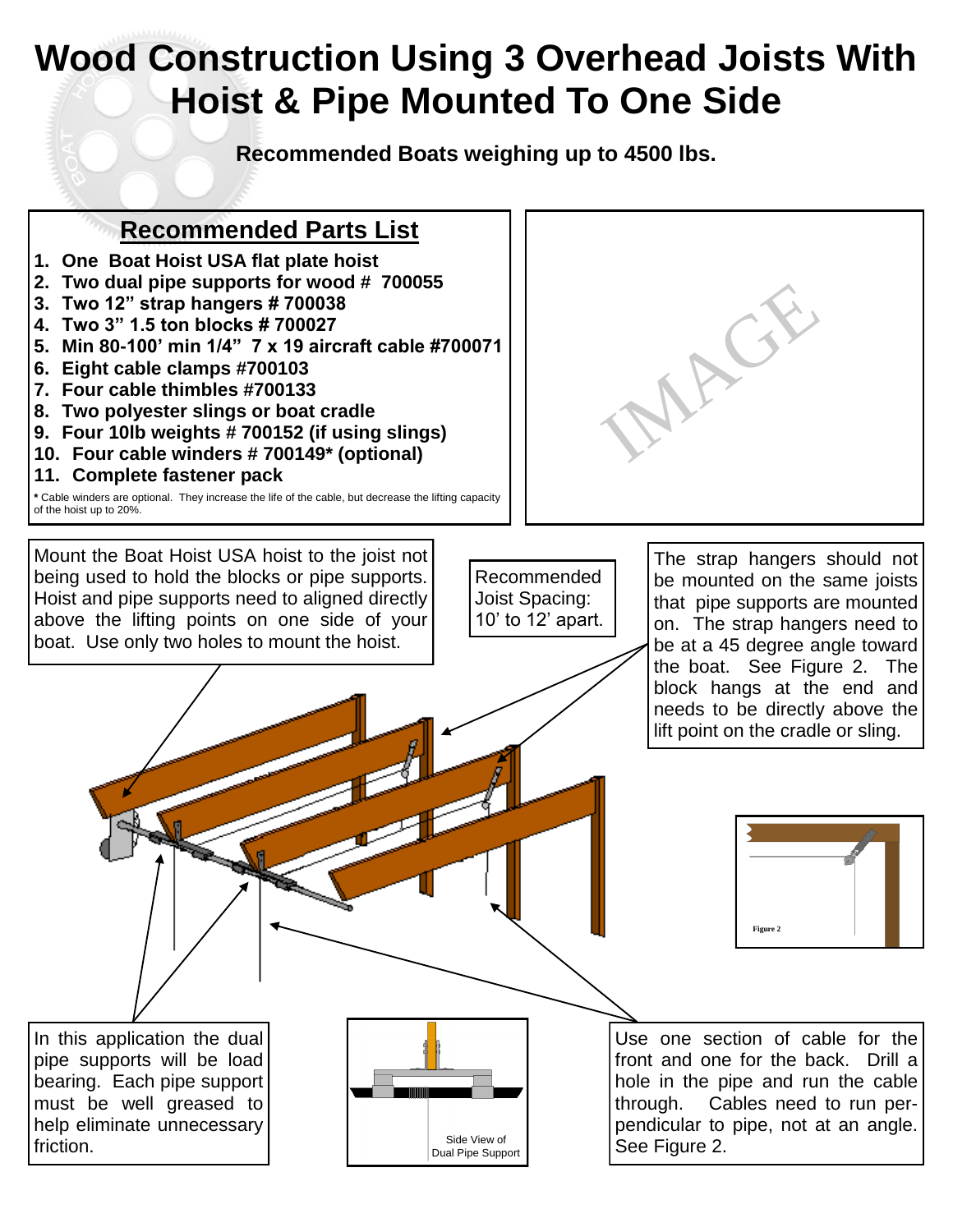# Wood Construction Using 3 Overhead Joists With Hoist & Pipe Mounted To One Side

**Recommended Boats weighing up to 4500 lbs.**

## Recommended Parts List

1. **One Boat Hoist USA flat plate hoist**
2. **Two dual pipe supports for wood # 700055**
3. **Two 12" strap hangers # 700038**
4. **Two 3" 1.5 ton blocks # 700027**
5. **Min 80-100' min 1/4" 7 x 19 aircraft cable #700071**
6. **Eight cable clamps #700103**
7. **Four cable thimbles #700133**
8. **Two polyester slings or boat cradle**
9. **Four 10lb weights # 700152 (if using slings)**
10. **Four cable winders # 700149* (optional)**
11. **Complete fastener pack**

**\*** Cable winders are optional. They increase the life of the cable, but decrease the lifting capacity of the hoist up to 20%.

Mount the Boat Hoist USA hoist to the joist not being used to hold the blocks or pipe supports. Hoist and pipe supports need to aligned directly above the lifting points on one side of your boat. Use only two holes to mount the hoist.

Recommended Joist Spacing: 10' to 12' apart.

The strap hangers should not be mounted on the same joists that pipe supports are mounted on. The strap hangers need to be at a 45 degree angle toward the boat. See Figure 2. The block hangs at the end and needs to be directly above the lift point on the cradle or sling.

Figure 2

In this application the dual pipe supports will be load bearing. Each pipe support must be well greased to help eliminate unnecessary friction.

Side View of Dual Pipe Support

Use one section of cable for the front and one for the back. Drill a hole in the pipe and run the cable through. Cables need to run perpendicular to pipe, not at an angle. See Figure 2.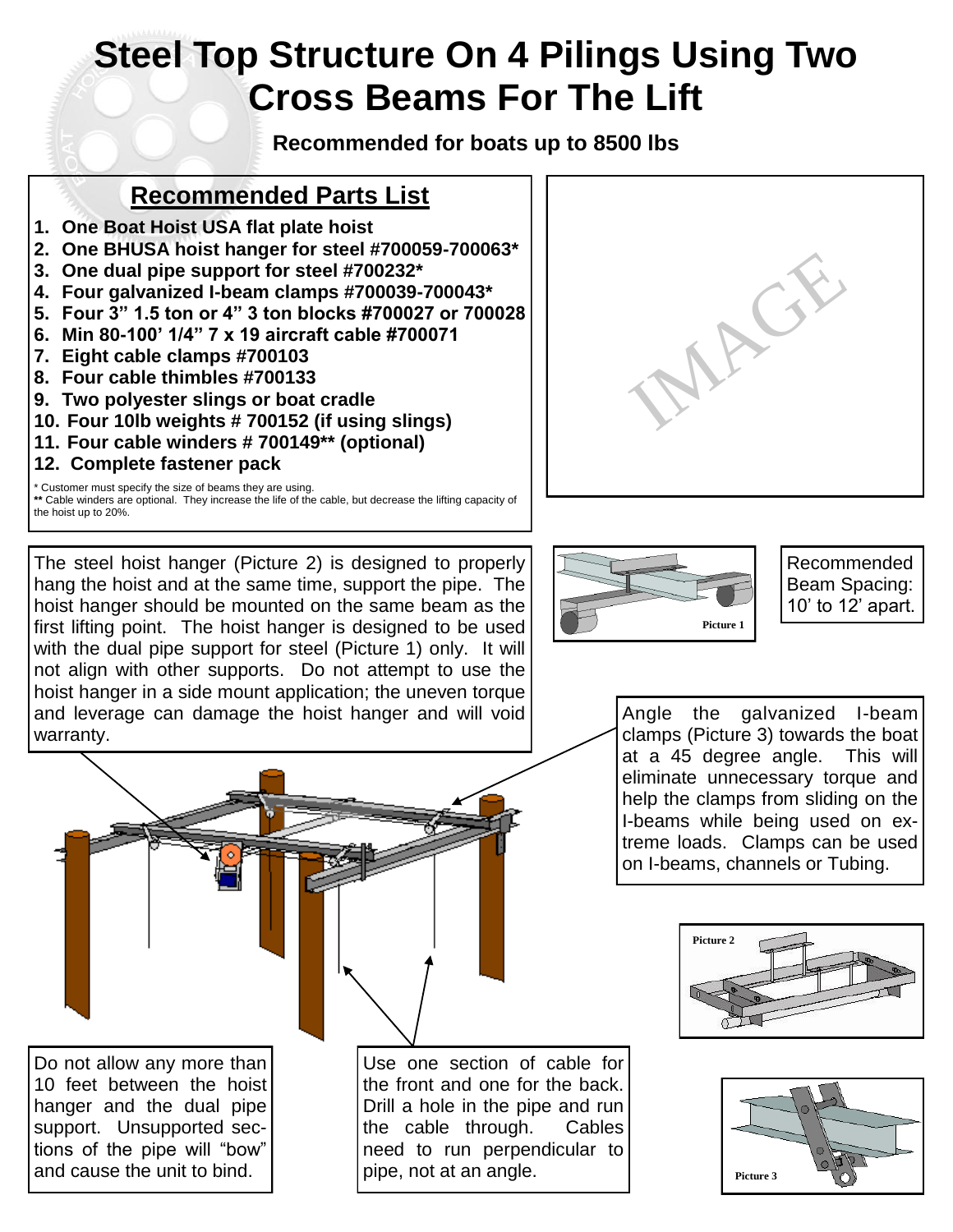# Steel Top Structure On 4 Pilings Using Two Cross Beams For The Lift

**Recommended for boats up to 8500 lbs**

## Recommended Parts List

1. **One Boat Hoist USA flat plate hoist**
2. **One BHUSA hoist hanger for steel #700059-700063***
3. **One dual pipe support for steel #700232***
4. **Four galvanized I-beam clamps #700039-700043***
5. **Four 3" 1.5 ton or 4" 3 ton blocks #700027 or 700028**
6. **Min 80-100' 1/4" 7 x 19 aircraft cable #700071**
7. **Eight cable clamps #700103**
8. **Four cable thimbles #700133**
9. **Two polyester slings or boat cradle**
10. **Four 10lb weights # 700152 (if using slings)**
11. **Four cable winders # 700149** (optional)**
12. **Complete fastener pack**

\* Customer must specify the size of beams they are using.
** Cable winders are optional. They increase the life of the cable, but decrease the lifting capacity of the hoist up to 20%.

IMAGE

The steel hoist hanger (Picture 2) is designed to properly hang the hoist and at the same time, support the pipe. The hoist hanger should be mounted on the same beam as the first lifting point. The hoist hanger is designed to be used with the dual pipe support for steel (Picture 1) only. It will not align with other supports. Do not attempt to use the hoist hanger in a side mount application; the uneven torque and leverage can damage the hoist hanger and will void warranty.

Picture 1

Recommended Beam Spacing: 10' to 12' apart.

Angle the galvanized I-beam clamps (Picture 3) towards the boat at a 45 degree angle. This will eliminate unnecessary torque and help the clamps from sliding on the I-beams while being used on extreme loads. Clamps can be used on I-beams, channels or Tubing.

Picture 2

Do not allow any more than 10 feet between the hoist hanger and the dual pipe support. Unsupported sections of the pipe will "bow" and cause the unit to bind.

Use one section of cable for the front and one for the back. Drill a hole in the pipe and run the cable through. Cables need to run perpendicular to pipe, not at an angle.

Picture 3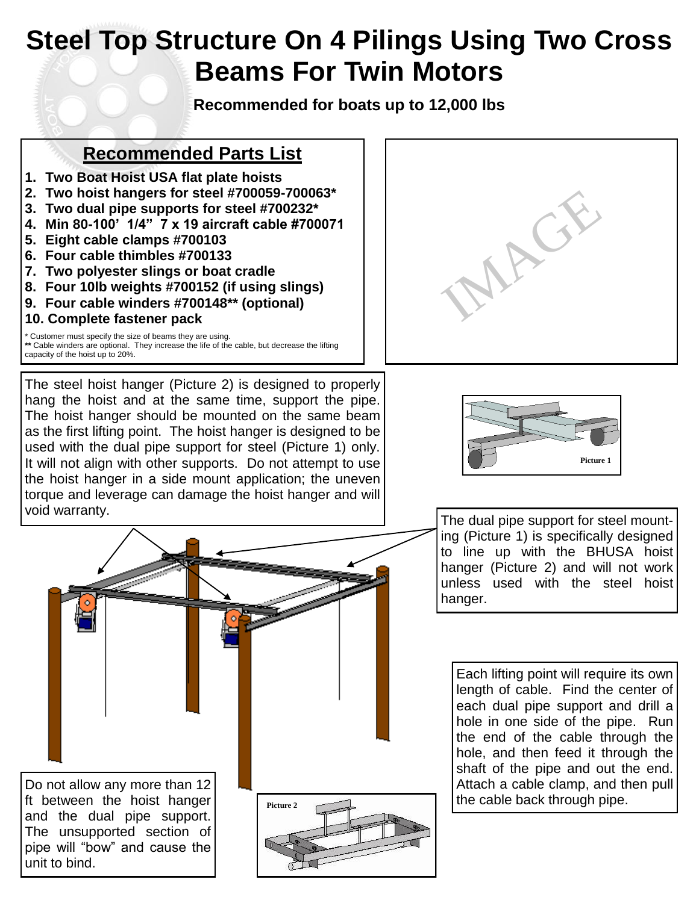# Steel Top Structure On 4 Pilings Using Two Cross Beams For Twin Motors

**Recommended for boats up to 12,000 lbs**

## Recommended Parts List

1. **Two Boat Hoist USA flat plate hoists**
2. **Two hoist hangers for steel #700059-700063***
3. **Two dual pipe supports for steel #700232***
4. **Min 80-100' 1/4" 7 x 19 aircraft cable #700071**
5. **Eight cable clamps #700103**
6. **Four cable thimbles #700133**
7. **Two polyester slings or boat cradle**
8. **Four 10lb weights #700152 (if using slings)**
9. **Four cable winders #700148** (optional)**
10. **Complete fastener pack**

* Customer must specify the size of beams they are using.
** Cable winders are optional. They increase the life of the cable, but decrease the lifting capacity of the hoist up to 20%.

The steel hoist hanger (Picture 2) is designed to properly hang the hoist and at the same time, support the pipe. The hoist hanger should be mounted on the same beam as the first lifting point. The hoist hanger is designed to be used with the dual pipe support for steel (Picture 1) only. It will not align with other supports. Do not attempt to use the hoist hanger in a side mount application; the uneven torque and leverage can damage the hoist hanger and will void warranty.

Picture 1

The dual pipe support for steel mounting (Picture 1) is specifically designed to line up with the BHUSA hoist hanger (Picture 2) and will not work unless used with the steel hoist hanger.

Each lifting point will require its own length of cable. Find the center of each dual pipe support and drill a hole in one side of the pipe. Run the end of the cable through the hole, and then feed it through the shaft of the pipe and out the end. Attach a cable clamp, and then pull the cable back through pipe.

Do not allow any more than 12 ft between the hoist hanger and the dual pipe support. The unsupported section of pipe will "bow" and cause the unit to bind.

Picture 2